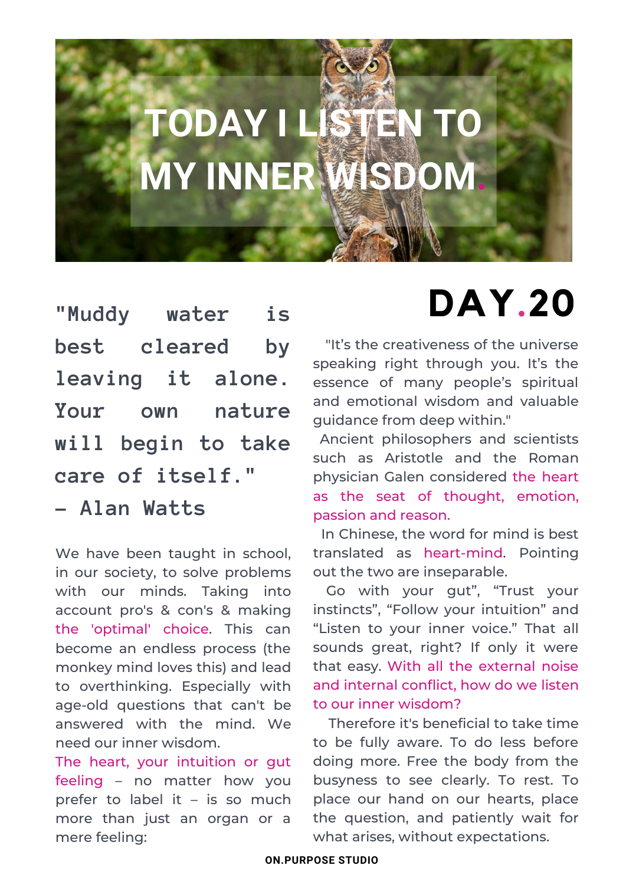# TODAY I LISTEN TO MY INNER WISDOM.

## DAY.20

"Muddy water is best cleared by leaving it alone. Your own nature will begin to take care of itself."
– Alan Watts

We have been taught in school, in our society, to solve problems with our minds. Taking into account pro's & con's & making the 'optimal' choice. This can become an endless process (the monkey mind loves this) and lead to overthinking. Especially with age-old questions that can't be answered with the mind. We need our inner wisdom.

The heart, your intuition or gut feeling – no matter how you prefer to label it – is so much more than just an organ or a mere feeling:

"It's the creativeness of the universe speaking right through you. It's the essence of many people's spiritual and emotional wisdom and valuable guidance from deep within."

Ancient philosophers and scientists such as Aristotle and the Roman physician Galen considered the heart as the seat of thought, emotion, passion and reason.

In Chinese, the word for mind is best translated as heart-mind. Pointing out the two are inseparable.

Go with your gut", "Trust your instincts", "Follow your intuition" and "Listen to your inner voice." That all sounds great, right? If only it were that easy. With all the external noise and internal conflict, how do we listen to our inner wisdom?

Therefore it's beneficial to take time to be fully aware. To do less before doing more. Free the body from the busyness to see clearly. To rest. To place our hand on our hearts, place the question, and patiently wait for what arises, without expectations.

ON.PURPOSE STUDIO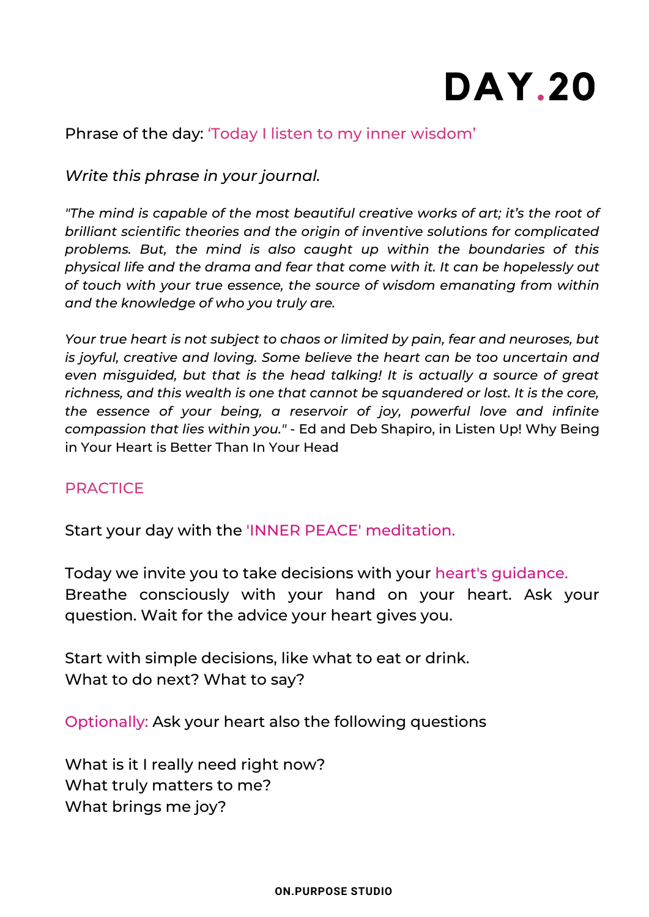# DAY.20

Phrase of the day: ‘Today I listen to my inner wisdom’

*Write this phrase in your journal.*

*"The mind is capable of the most beautiful creative works of art; it’s the root of brilliant scientific theories and the origin of inventive solutions for complicated problems. But, the mind is also caught up within the boundaries of this physical life and the drama and fear that come with it. It can be hopelessly out of touch with your true essence, the source of wisdom emanating from within and the knowledge of who you truly are.*

*Your true heart is not subject to chaos or limited by pain, fear and neuroses, but is joyful, creative and loving. Some believe the heart can be too uncertain and even misguided, but that is the head talking! It is actually a source of great richness, and this wealth is one that cannot be squandered or lost. It is the core, the essence of your being, a reservoir of joy, powerful love and infinite compassion that lies within you."* - Ed and Deb Shapiro, in Listen Up! Why Being in Your Heart is Better Than In Your Head

## PRACTICE

Start your day with the 'INNER PEACE' meditation.

Today we invite you to take decisions with your heart's guidance.
Breathe consciously with your hand on your heart. Ask your question. Wait for the advice your heart gives you.

Start with simple decisions, like what to eat or drink.
What to do next? What to say?

Optionally: Ask your heart also the following questions

What is it I really need right now?
What truly matters to me?
What brings me joy?